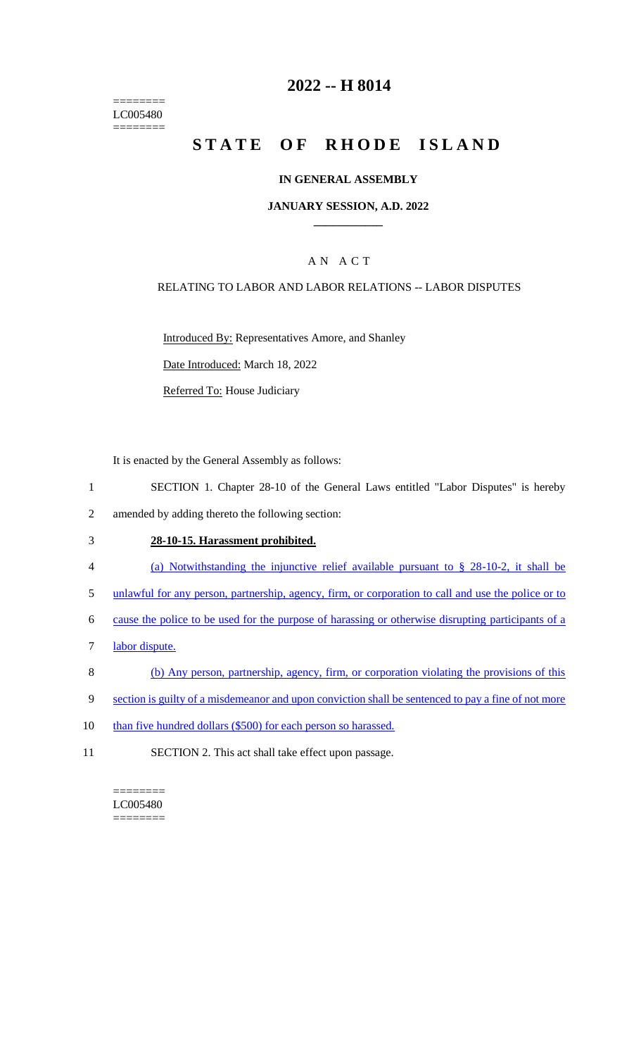========
LC005480
========

# 2022 -- H 8014

# STATE OF RHODE ISLAND

## IN GENERAL ASSEMBLY

### JANUARY SESSION, A.D. 2022

---

## A N A C T

### RELATING TO LABOR AND LABOR RELATIONS -- LABOR DISPUTES

Introduced By: Representatives Amore, and Shanley

Date Introduced: March 18, 2022

Referred To: House Judiciary

It is enacted by the General Assembly as follows:

1 SECTION 1. Chapter 28-10 of the General Laws entitled "Labor Disputes" is hereby
2 amended by adding thereto the following section:

3 **28-10-15. Harassment prohibited.**

4 (a) Notwithstanding the injunctive relief available pursuant to § 28-10-2, it shall be
5 unlawful for any person, partnership, agency, firm, or corporation to call and use the police or to
6 cause the police to be used for the purpose of harassing or otherwise disrupting participants of a
7 labor dispute.

8 (b) Any person, partnership, agency, firm, or corporation violating the provisions of this
9 section is guilty of a misdemeanor and upon conviction shall be sentenced to pay a fine of not more
10 than five hundred dollars ($500) for each person so harassed.

11 SECTION 2. This act shall take effect upon passage.

========
LC005480
========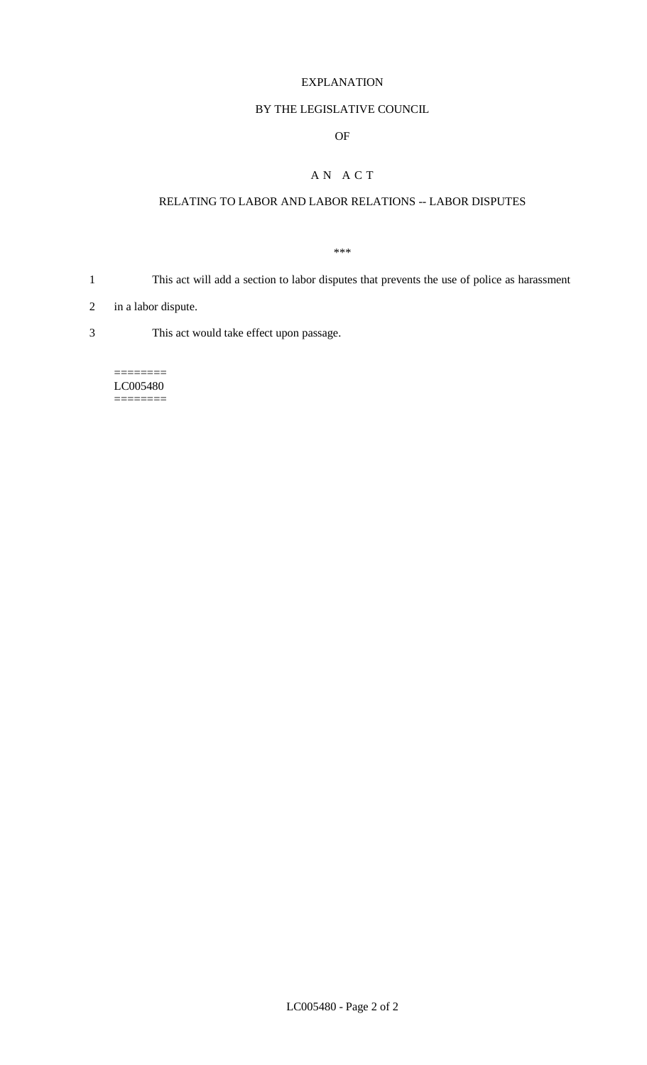EXPLANATION

BY THE LEGISLATIVE COUNCIL

OF

A N A C T

RELATING TO LABOR AND LABOR RELATIONS -- LABOR DISPUTES

\*\*\*

1 This act will add a section to labor disputes that prevents the use of police as harassment

2 in a labor dispute.

3 This act would take effect upon passage.

========
LC005480
========